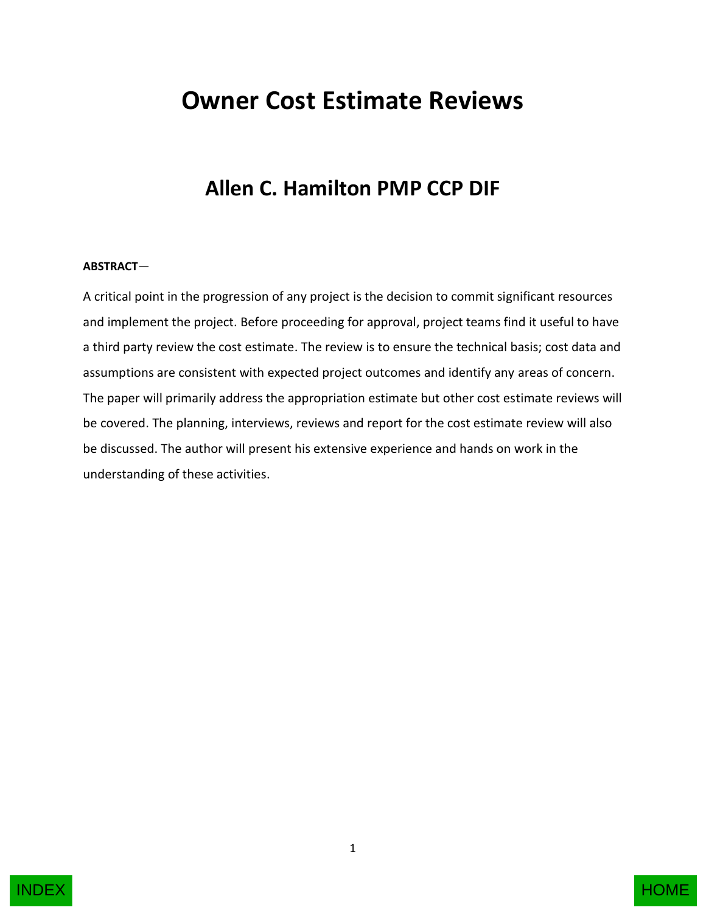# Owner Cost Estimate Reviews

## Allen C. Hamilton PMP CCP DIF

**ABSTRACT**—

A critical point in the progression of any project is the decision to commit significant resources and implement the project. Before proceeding for approval, project teams find it useful to have a third party review the cost estimate. The review is to ensure the technical basis; cost data and assumptions are consistent with expected project outcomes and identify any areas of concern. The paper will primarily address the appropriation estimate but other cost estimate reviews will be covered. The planning, interviews, reviews and report for the cost estimate review will also be discussed. The author will present his extensive experience and hands on work in the understanding of these activities.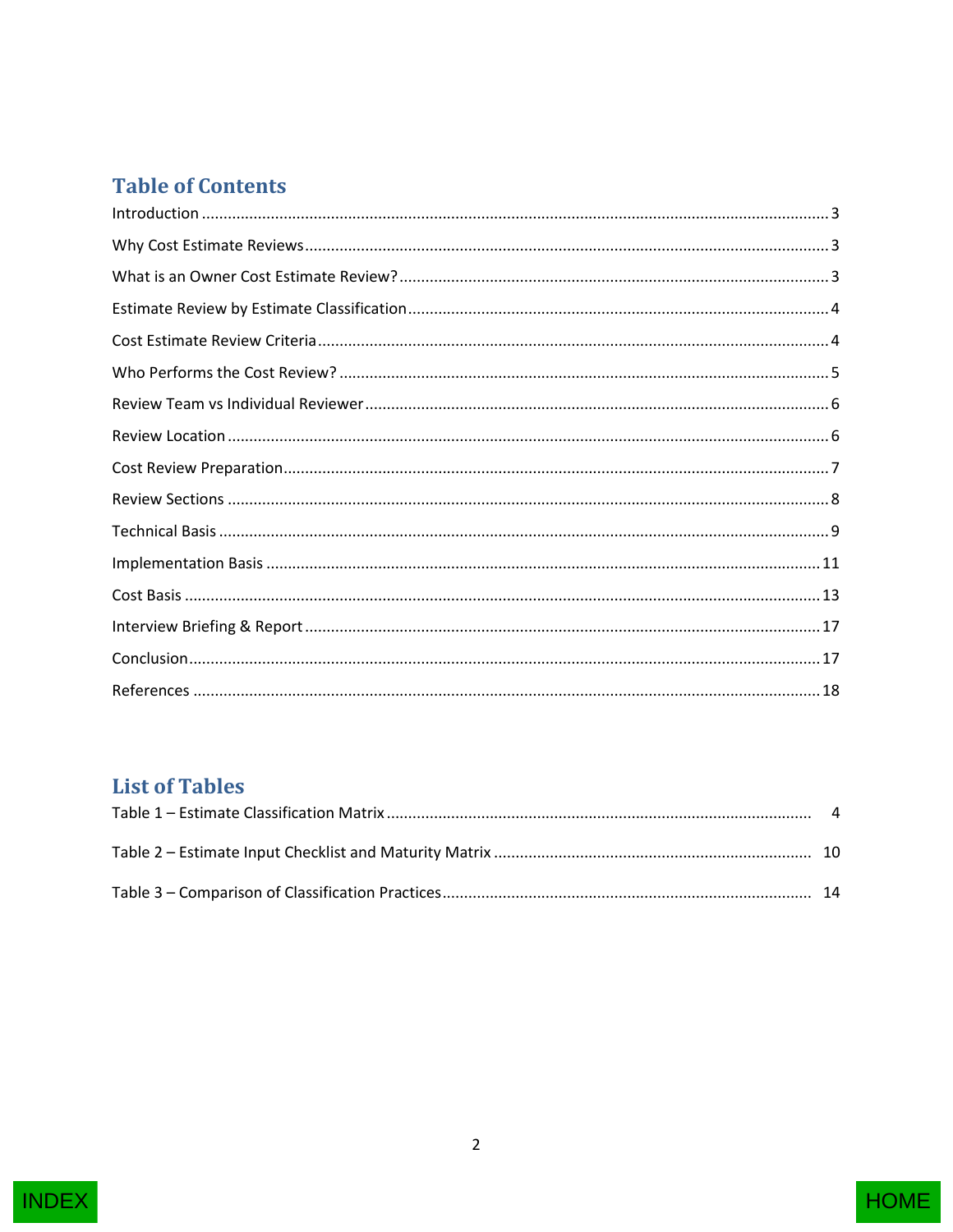## Table of Contents

Introduction ........................................................................................................................ 3

Why Cost Estimate Reviews ................................................................................................ 3

What is an Owner Cost Estimate Review? ........................................................................... 3

Estimate Review by Estimate Classification ......................................................................... 4

Cost Estimate Review Criteria .............................................................................................. 4

Who Performs the Cost Review? .......................................................................................... 5

Review Team vs Individual Reviewer ................................................................................... 6

Review Location .................................................................................................................. 6

Cost Review Preparation ...................................................................................................... 7

Review Sections .................................................................................................................. 8

Technical Basis ................................................................................................................... 9

Implementation Basis ........................................................................................................ 11

Cost Basis ......................................................................................................................... 13

Interview Briefing & Report ............................................................................................... 17

Conclusion ......................................................................................................................... 17

References ........................................................................................................................ 18

## List of Tables

Table 1 – Estimate Classification Matrix .............................................................................. 4

Table 2 – Estimate Input Checklist and Maturity Matrix ...................................................... 10

Table 3 – Comparison of Classification Practices ................................................................. 14

INDEX

HOME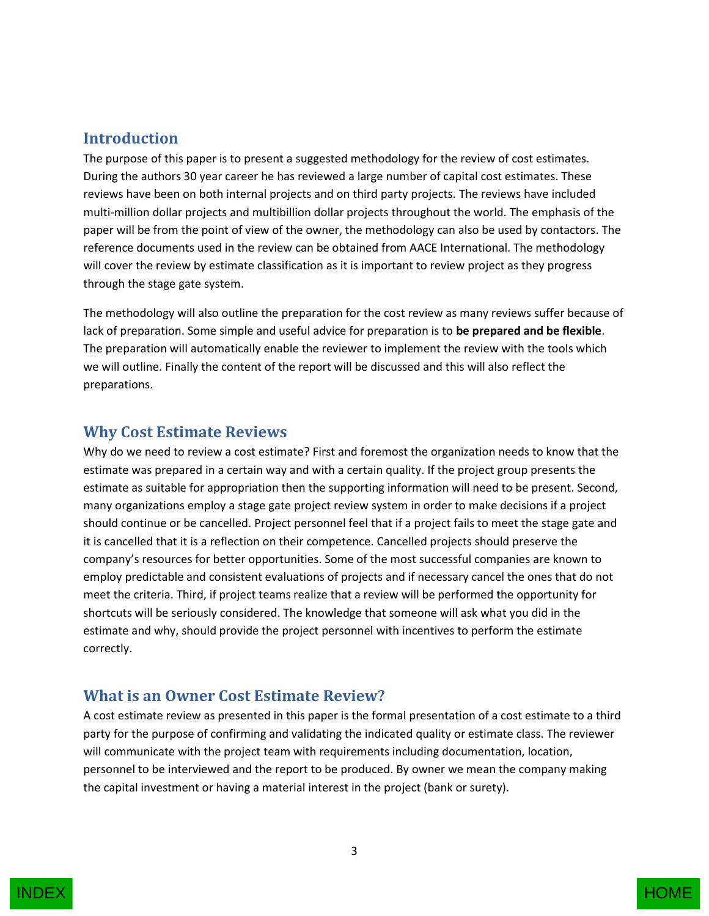## Introduction

The purpose of this paper is to present a suggested methodology for the review of cost estimates. During the authors 30 year career he has reviewed a large number of capital cost estimates. These reviews have been on both internal projects and on third party projects. The reviews have included multi-million dollar projects and multibillion dollar projects throughout the world. The emphasis of the paper will be from the point of view of the owner, the methodology can also be used by contactors. The reference documents used in the review can be obtained from AACE International. The methodology will cover the review by estimate classification as it is important to review project as they progress through the stage gate system.

The methodology will also outline the preparation for the cost review as many reviews suffer because of lack of preparation. Some simple and useful advice for preparation is to **be prepared and be flexible**. The preparation will automatically enable the reviewer to implement the review with the tools which we will outline. Finally the content of the report will be discussed and this will also reflect the preparations.

## Why Cost Estimate Reviews

Why do we need to review a cost estimate? First and foremost the organization needs to know that the estimate was prepared in a certain way and with a certain quality. If the project group presents the estimate as suitable for appropriation then the supporting information will need to be present. Second, many organizations employ a stage gate project review system in order to make decisions if a project should continue or be cancelled. Project personnel feel that if a project fails to meet the stage gate and it is cancelled that it is a reflection on their competence. Cancelled projects should preserve the company's resources for better opportunities. Some of the most successful companies are known to employ predictable and consistent evaluations of projects and if necessary cancel the ones that do not meet the criteria. Third, if project teams realize that a review will be performed the opportunity for shortcuts will be seriously considered. The knowledge that someone will ask what you did in the estimate and why, should provide the project personnel with incentives to perform the estimate correctly.

## What is an Owner Cost Estimate Review?

A cost estimate review as presented in this paper is the formal presentation of a cost estimate to a third party for the purpose of confirming and validating the indicated quality or estimate class. The reviewer will communicate with the project team with requirements including documentation, location, personnel to be interviewed and the report to be produced. By owner we mean the company making the capital investment or having a material interest in the project (bank or surety).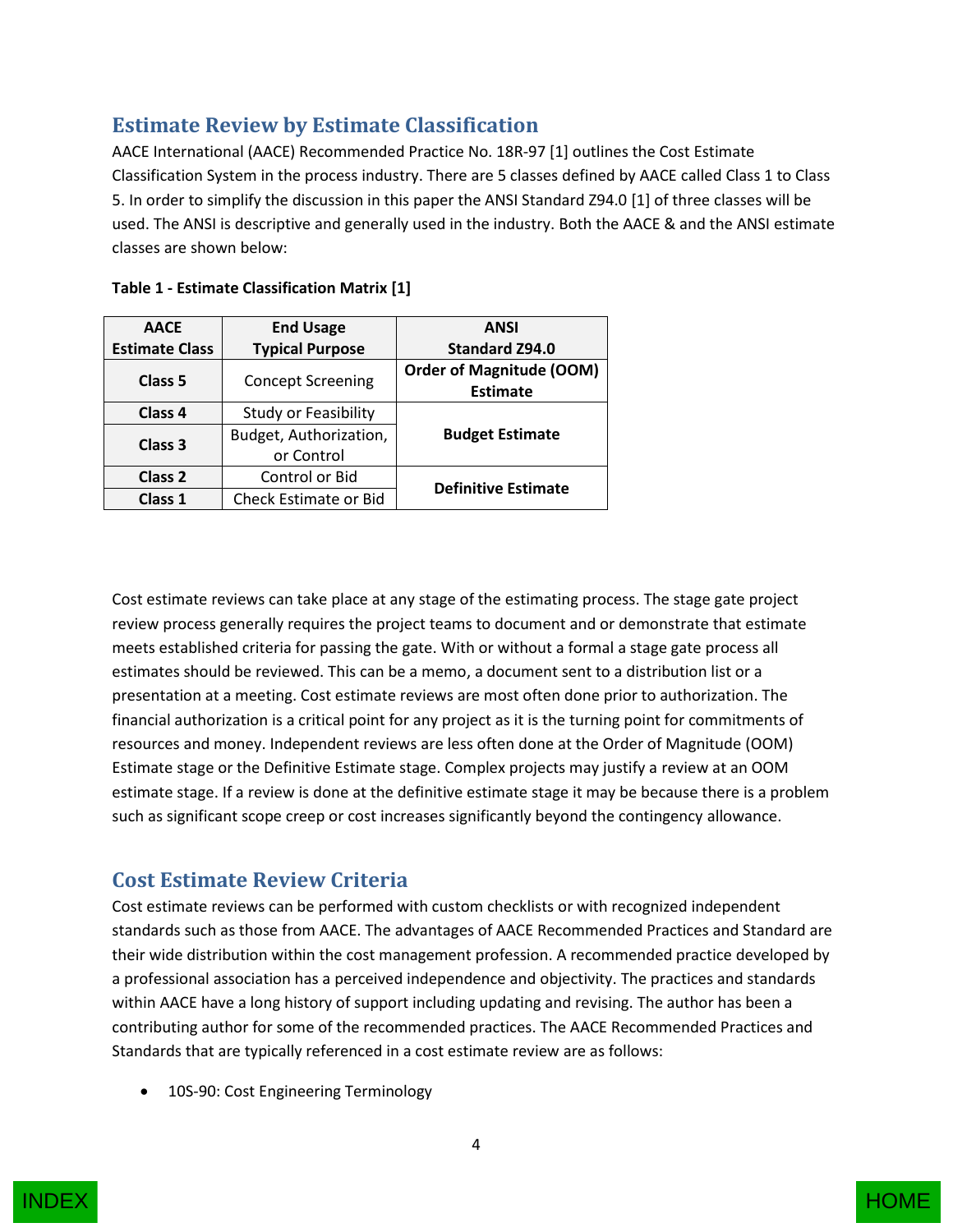## Estimate Review by Estimate Classification

AACE International (AACE) Recommended Practice No. 18R-97 [1] outlines the Cost Estimate Classification System in the process industry. There are 5 classes defined by AACE called Class 1 to Class 5. In order to simplify the discussion in this paper the ANSI Standard Z94.0 [1] of three classes will be used. The ANSI is descriptive and generally used in the industry. Both the AACE & and the ANSI estimate classes are shown below:

**Table 1 - Estimate Classification Matrix [1]**

| AACE Estimate Class | End Usage Typical Purpose | ANSI Standard Z94.0 |
|---|---|---|
| **Class 5** | Concept Screening | **Order of Magnitude (OOM) Estimate** |
| **Class 4** | Study or Feasibility | **Budget Estimate** |
| **Class 3** | Budget, Authorization, or Control | |
| **Class 2** | Control or Bid | **Definitive Estimate** |
| **Class 1** | Check Estimate or Bid | |

Cost estimate reviews can take place at any stage of the estimating process. The stage gate project review process generally requires the project teams to document and or demonstrate that estimate meets established criteria for passing the gate. With or without a formal a stage gate process all estimates should be reviewed. This can be a memo, a document sent to a distribution list or a presentation at a meeting. Cost estimate reviews are most often done prior to authorization. The financial authorization is a critical point for any project as it is the turning point for commitments of resources and money. Independent reviews are less often done at the Order of Magnitude (OOM) Estimate stage or the Definitive Estimate stage. Complex projects may justify a review at an OOM estimate stage. If a review is done at the definitive estimate stage it may be because there is a problem such as significant scope creep or cost increases significantly beyond the contingency allowance.

## Cost Estimate Review Criteria

Cost estimate reviews can be performed with custom checklists or with recognized independent standards such as those from AACE. The advantages of AACE Recommended Practices and Standard are their wide distribution within the cost management profession. A recommended practice developed by a professional association has a perceived independence and objectivity. The practices and standards within AACE have a long history of support including updating and revising. The author has been a contributing author for some of the recommended practices. The AACE Recommended Practices and Standards that are typically referenced in a cost estimate review are as follows:

- 10S-90: Cost Engineering Terminology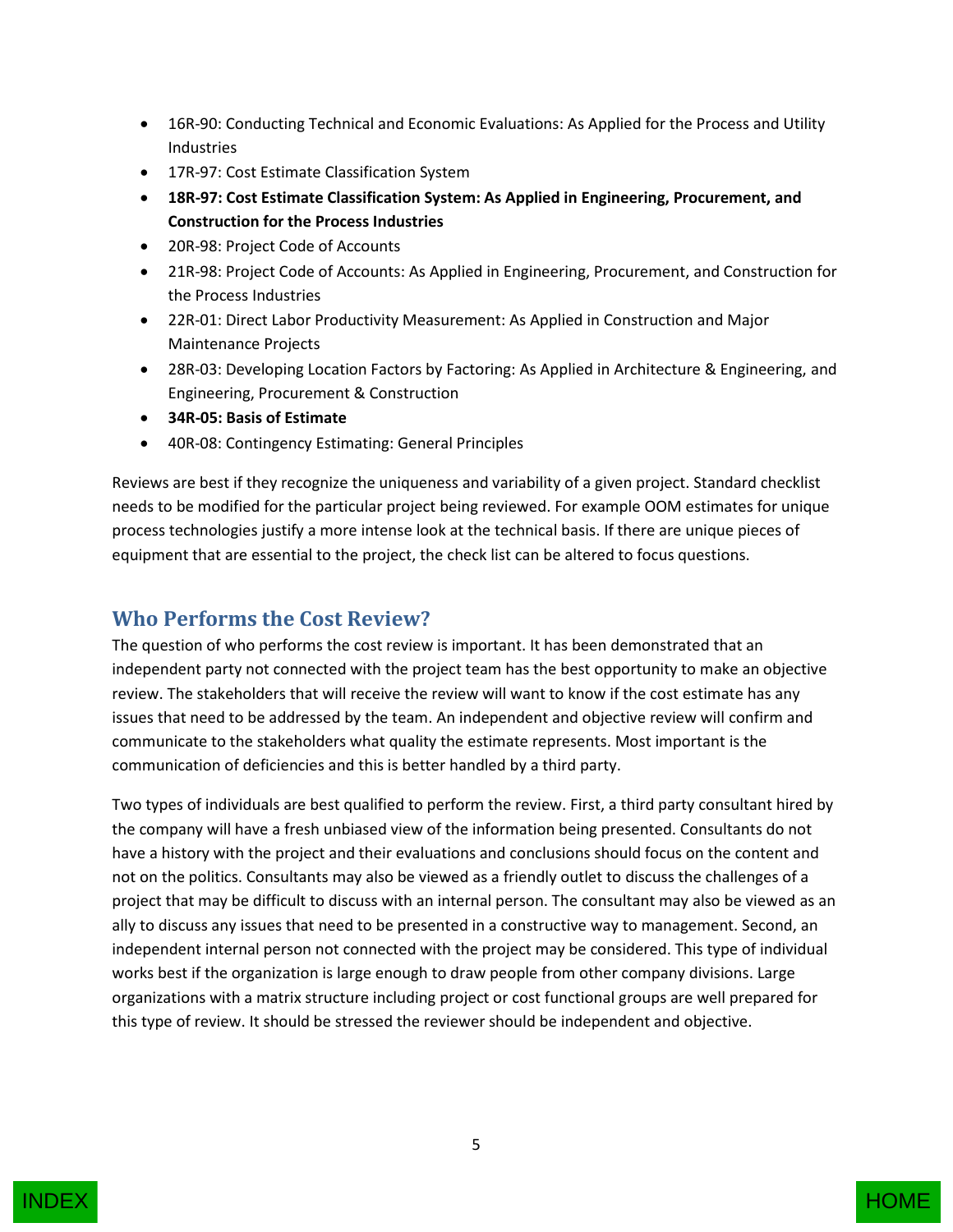- 16R-90: Conducting Technical and Economic Evaluations: As Applied for the Process and Utility Industries
- 17R-97: Cost Estimate Classification System
- **18R-97: Cost Estimate Classification System: As Applied in Engineering, Procurement, and Construction for the Process Industries**
- 20R-98: Project Code of Accounts
- 21R-98: Project Code of Accounts: As Applied in Engineering, Procurement, and Construction for the Process Industries
- 22R-01: Direct Labor Productivity Measurement: As Applied in Construction and Major Maintenance Projects
- 28R-03: Developing Location Factors by Factoring: As Applied in Architecture & Engineering, and Engineering, Procurement & Construction
- **34R-05: Basis of Estimate**
- 40R-08: Contingency Estimating: General Principles

Reviews are best if they recognize the uniqueness and variability of a given project. Standard checklist needs to be modified for the particular project being reviewed. For example OOM estimates for unique process technologies justify a more intense look at the technical basis. If there are unique pieces of equipment that are essential to the project, the check list can be altered to focus questions.

## Who Performs the Cost Review?

The question of who performs the cost review is important. It has been demonstrated that an independent party not connected with the project team has the best opportunity to make an objective review. The stakeholders that will receive the review will want to know if the cost estimate has any issues that need to be addressed by the team. An independent and objective review will confirm and communicate to the stakeholders what quality the estimate represents. Most important is the communication of deficiencies and this is better handled by a third party.

Two types of individuals are best qualified to perform the review. First, a third party consultant hired by the company will have a fresh unbiased view of the information being presented. Consultants do not have a history with the project and their evaluations and conclusions should focus on the content and not on the politics. Consultants may also be viewed as a friendly outlet to discuss the challenges of a project that may be difficult to discuss with an internal person. The consultant may also be viewed as an ally to discuss any issues that need to be presented in a constructive way to management. Second, an independent internal person not connected with the project may be considered. This type of individual works best if the organization is large enough to draw people from other company divisions. Large organizations with a matrix structure including project or cost functional groups are well prepared for this type of review. It should be stressed the reviewer should be independent and objective.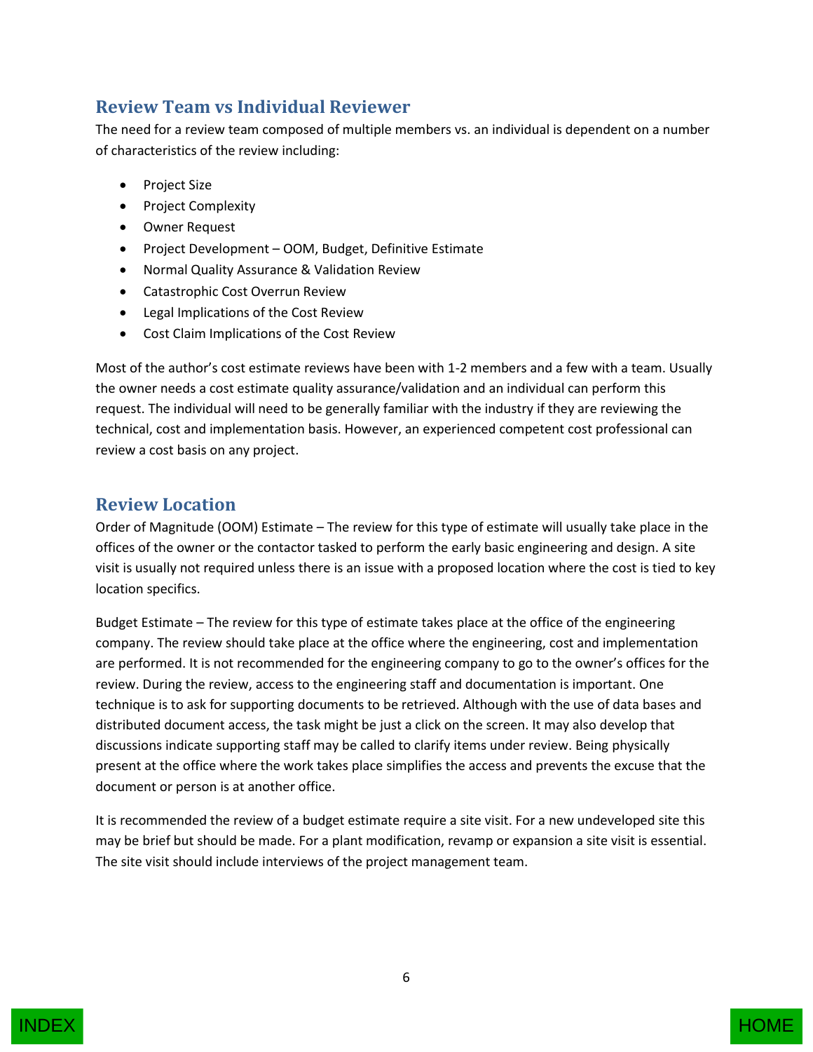## Review Team vs Individual Reviewer

The need for a review team composed of multiple members vs. an individual is dependent on a number of characteristics of the review including:

- Project Size
- Project Complexity
- Owner Request
- Project Development – OOM, Budget, Definitive Estimate
- Normal Quality Assurance & Validation Review
- Catastrophic Cost Overrun Review
- Legal Implications of the Cost Review
- Cost Claim Implications of the Cost Review

Most of the author's cost estimate reviews have been with 1-2 members and a few with a team. Usually the owner needs a cost estimate quality assurance/validation and an individual can perform this request. The individual will need to be generally familiar with the industry if they are reviewing the technical, cost and implementation basis. However, an experienced competent cost professional can review a cost basis on any project.

## Review Location

Order of Magnitude (OOM) Estimate – The review for this type of estimate will usually take place in the offices of the owner or the contactor tasked to perform the early basic engineering and design. A site visit is usually not required unless there is an issue with a proposed location where the cost is tied to key location specifics.

Budget Estimate – The review for this type of estimate takes place at the office of the engineering company. The review should take place at the office where the engineering, cost and implementation are performed. It is not recommended for the engineering company to go to the owner's offices for the review. During the review, access to the engineering staff and documentation is important. One technique is to ask for supporting documents to be retrieved. Although with the use of data bases and distributed document access, the task might be just a click on the screen. It may also develop that discussions indicate supporting staff may be called to clarify items under review. Being physically present at the office where the work takes place simplifies the access and prevents the excuse that the document or person is at another office.

It is recommended the review of a budget estimate require a site visit. For a new undeveloped site this may be brief but should be made. For a plant modification, revamp or expansion a site visit is essential. The site visit should include interviews of the project management team.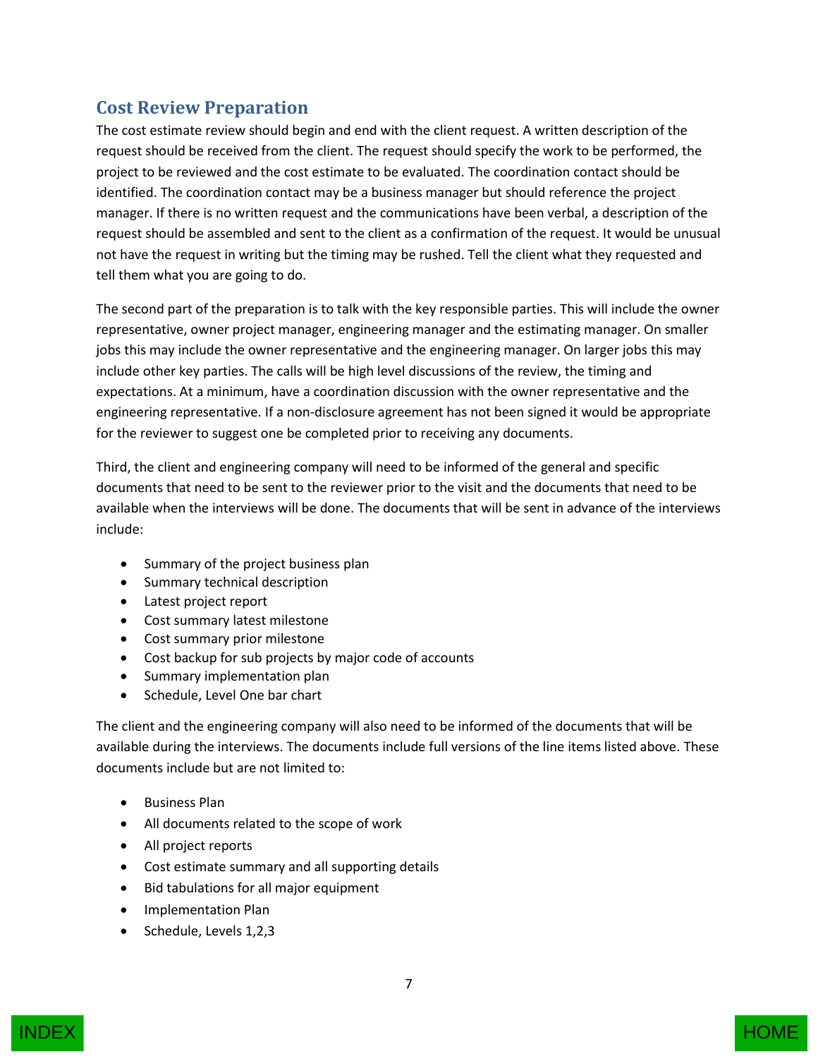## Cost Review Preparation

The cost estimate review should begin and end with the client request. A written description of the request should be received from the client. The request should specify the work to be performed, the project to be reviewed and the cost estimate to be evaluated. The coordination contact should be identified. The coordination contact may be a business manager but should reference the project manager. If there is no written request and the communications have been verbal, a description of the request should be assembled and sent to the client as a confirmation of the request. It would be unusual not have the request in writing but the timing may be rushed. Tell the client what they requested and tell them what you are going to do.

The second part of the preparation is to talk with the key responsible parties. This will include the owner representative, owner project manager, engineering manager and the estimating manager. On smaller jobs this may include the owner representative and the engineering manager. On larger jobs this may include other key parties. The calls will be high level discussions of the review, the timing and expectations. At a minimum, have a coordination discussion with the owner representative and the engineering representative. If a non-disclosure agreement has not been signed it would be appropriate for the reviewer to suggest one be completed prior to receiving any documents.

Third, the client and engineering company will need to be informed of the general and specific documents that need to be sent to the reviewer prior to the visit and the documents that need to be available when the interviews will be done. The documents that will be sent in advance of the interviews include:

- Summary of the project business plan
- Summary technical description
- Latest project report
- Cost summary latest milestone
- Cost summary prior milestone
- Cost backup for sub projects by major code of accounts
- Summary implementation plan
- Schedule, Level One bar chart

The client and the engineering company will also need to be informed of the documents that will be available during the interviews. The documents include full versions of the line items listed above. These documents include but are not limited to:

- Business Plan
- All documents related to the scope of work
- All project reports
- Cost estimate summary and all supporting details
- Bid tabulations for all major equipment
- Implementation Plan
- Schedule, Levels 1,2,3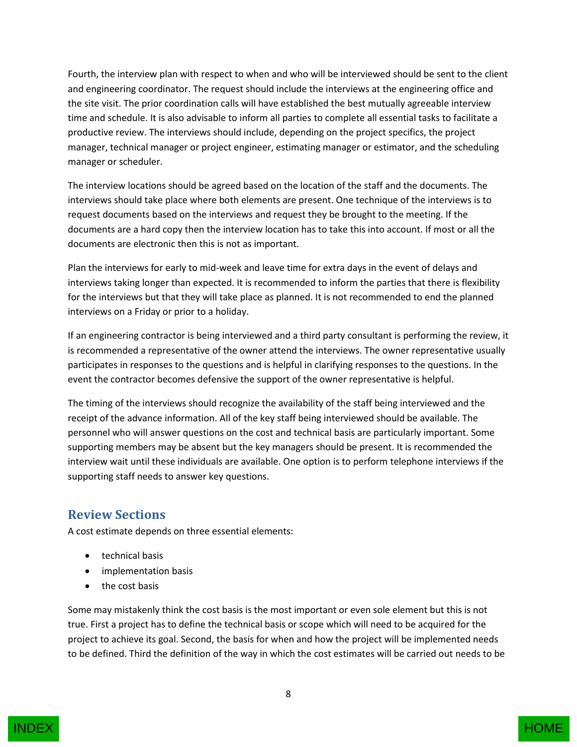Fourth, the interview plan with respect to when and who will be interviewed should be sent to the client and engineering coordinator. The request should include the interviews at the engineering office and the site visit. The prior coordination calls will have established the best mutually agreeable interview time and schedule. It is also advisable to inform all parties to complete all essential tasks to facilitate a productive review. The interviews should include, depending on the project specifics, the project manager, technical manager or project engineer, estimating manager or estimator, and the scheduling manager or scheduler.

The interview locations should be agreed based on the location of the staff and the documents. The interviews should take place where both elements are present. One technique of the interviews is to request documents based on the interviews and request they be brought to the meeting. If the documents are a hard copy then the interview location has to take this into account. If most or all the documents are electronic then this is not as important.

Plan the interviews for early to mid-week and leave time for extra days in the event of delays and interviews taking longer than expected. It is recommended to inform the parties that there is flexibility for the interviews but that they will take place as planned. It is not recommended to end the planned interviews on a Friday or prior to a holiday.

If an engineering contractor is being interviewed and a third party consultant is performing the review, it is recommended a representative of the owner attend the interviews. The owner representative usually participates in responses to the questions and is helpful in clarifying responses to the questions. In the event the contractor becomes defensive the support of the owner representative is helpful.

The timing of the interviews should recognize the availability of the staff being interviewed and the receipt of the advance information. All of the key staff being interviewed should be available. The personnel who will answer questions on the cost and technical basis are particularly important. Some supporting members may be absent but the key managers should be present. It is recommended the interview wait until these individuals are available. One option is to perform telephone interviews if the supporting staff needs to answer key questions.

## Review Sections

A cost estimate depends on three essential elements:

- technical basis
- implementation basis
- the cost basis

Some may mistakenly think the cost basis is the most important or even sole element but this is not true. First a project has to define the technical basis or scope which will need to be acquired for the project to achieve its goal. Second, the basis for when and how the project will be implemented needs to be defined. Third the definition of the way in which the cost estimates will be carried out needs to be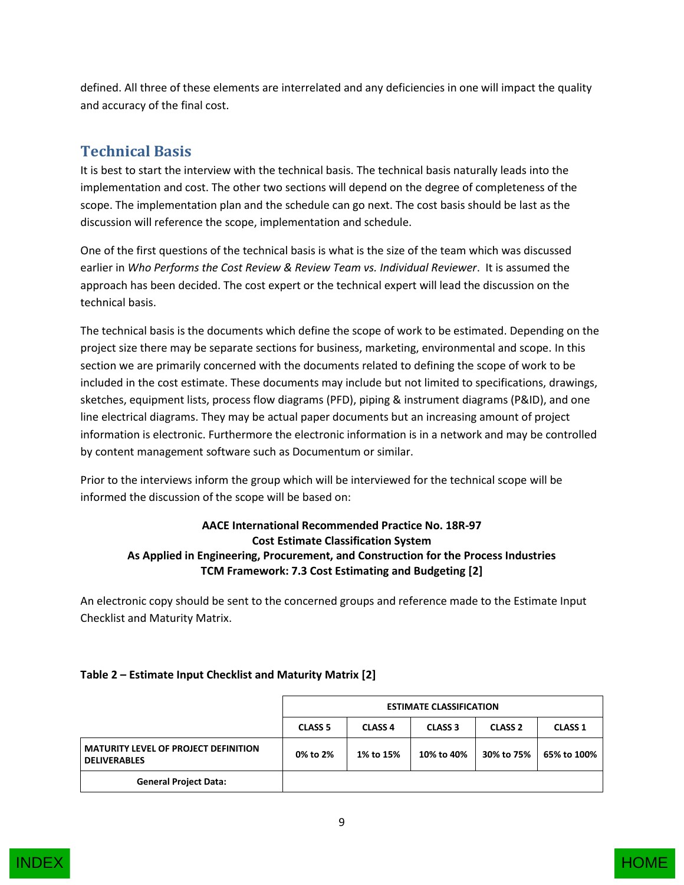defined. All three of these elements are interrelated and any deficiencies in one will impact the quality and accuracy of the final cost.

## Technical Basis

It is best to start the interview with the technical basis. The technical basis naturally leads into the implementation and cost. The other two sections will depend on the degree of completeness of the scope. The implementation plan and the schedule can go next. The cost basis should be last as the discussion will reference the scope, implementation and schedule.

One of the first questions of the technical basis is what is the size of the team which was discussed earlier in *Who Performs the Cost Review & Review Team vs. Individual Reviewer*. It is assumed the approach has been decided. The cost expert or the technical expert will lead the discussion on the technical basis.

The technical basis is the documents which define the scope of work to be estimated. Depending on the project size there may be separate sections for business, marketing, environmental and scope. In this section we are primarily concerned with the documents related to defining the scope of work to be included in the cost estimate. These documents may include but not limited to specifications, drawings, sketches, equipment lists, process flow diagrams (PFD), piping & instrument diagrams (P&ID), and one line electrical diagrams. They may be actual paper documents but an increasing amount of project information is electronic. Furthermore the electronic information is in a network and may be controlled by content management software such as Documentum or similar.

Prior to the interviews inform the group which will be interviewed for the technical scope will be informed the discussion of the scope will be based on:

**AACE International Recommended Practice No. 18R-97**
**Cost Estimate Classification System**
**As Applied in Engineering, Procurement, and Construction for the Process Industries**
**TCM Framework: 7.3 Cost Estimating and Budgeting [2]**

An electronic copy should be sent to the concerned groups and reference made to the Estimate Input Checklist and Maturity Matrix.

**Table 2 – Estimate Input Checklist and Maturity Matrix [2]**

| | **ESTIMATE CLASSIFICATION** | | | | |
|---|---|---|---|---|---|
| | **CLASS 5** | **CLASS 4** | **CLASS 3** | **CLASS 2** | **CLASS 1** |
| **MATURITY LEVEL OF PROJECT DEFINITION DELIVERABLES** | **0% to 2%** | **1% to 15%** | **10% to 40%** | **30% to 75%** | **65% to 100%** |
| **General Project Data:** | | | | | |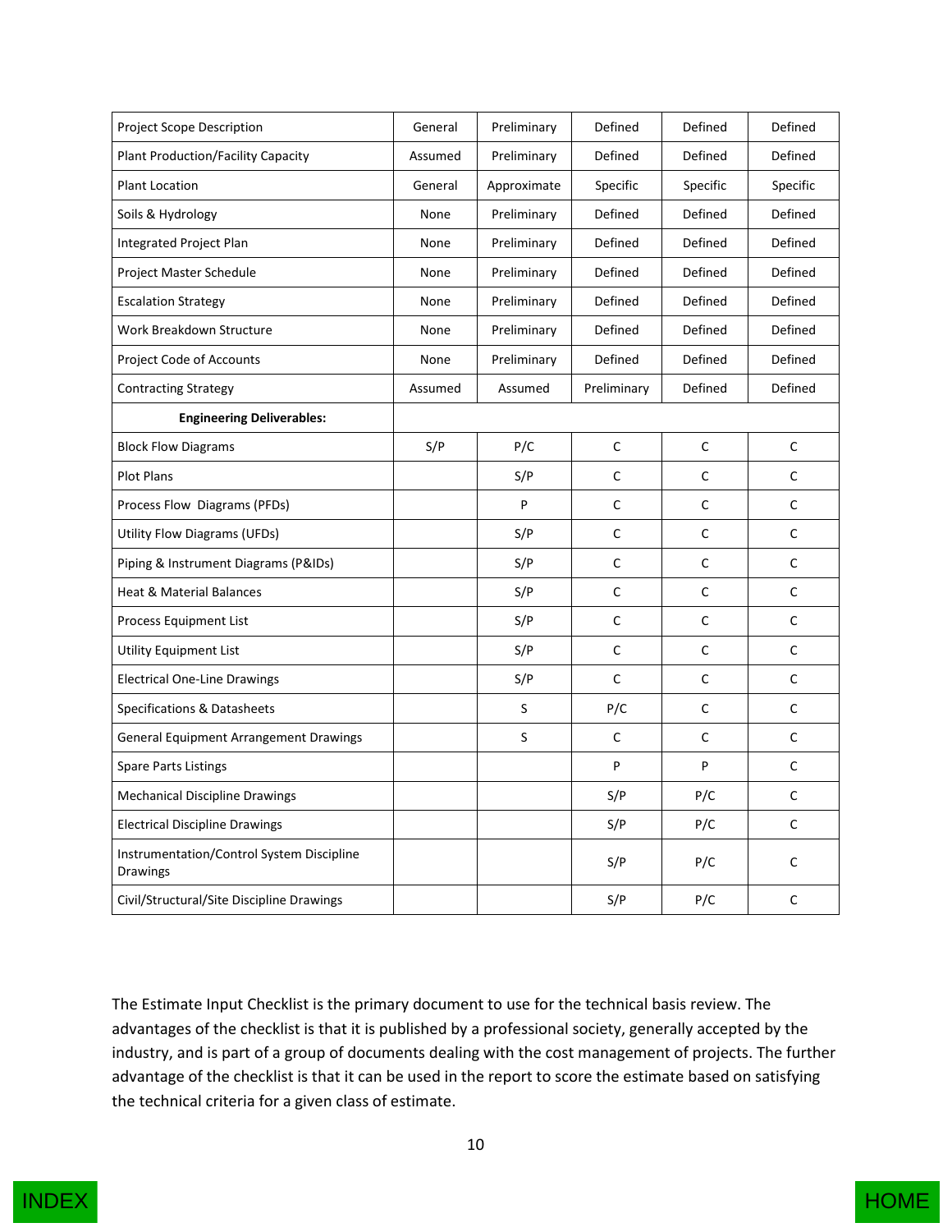| Project Scope Description | General | Preliminary | Defined | Defined | Defined |
|---|---|---|---|---|---|
| Plant Production/Facility Capacity | Assumed | Preliminary | Defined | Defined | Defined |
| Plant Location | General | Approximate | Specific | Specific | Specific |
| Soils & Hydrology | None | Preliminary | Defined | Defined | Defined |
| Integrated Project Plan | None | Preliminary | Defined | Defined | Defined |
| Project Master Schedule | None | Preliminary | Defined | Defined | Defined |
| Escalation Strategy | None | Preliminary | Defined | Defined | Defined |
| Work Breakdown Structure | None | Preliminary | Defined | Defined | Defined |
| Project Code of Accounts | None | Preliminary | Defined | Defined | Defined |
| Contracting Strategy | Assumed | Assumed | Preliminary | Defined | Defined |
| **Engineering Deliverables:** | | | | | |
| Block Flow Diagrams | S/P | P/C | C | C | C |
| Plot Plans | | S/P | C | C | C |
| Process Flow Diagrams (PFDs) | | P | C | C | C |
| Utility Flow Diagrams (UFDs) | | S/P | C | C | C |
| Piping & Instrument Diagrams (P&IDs) | | S/P | C | C | C |
| Heat & Material Balances | | S/P | C | C | C |
| Process Equipment List | | S/P | C | C | C |
| Utility Equipment List | | S/P | C | C | C |
| Electrical One-Line Drawings | | S/P | C | C | C |
| Specifications & Datasheets | | S | P/C | C | C |
| General Equipment Arrangement Drawings | | S | C | C | C |
| Spare Parts Listings | | | P | P | C |
| Mechanical Discipline Drawings | | | S/P | P/C | C |
| Electrical Discipline Drawings | | | S/P | P/C | C |
| Instrumentation/Control System Discipline Drawings | | | S/P | P/C | C |
| Civil/Structural/Site Discipline Drawings | | | S/P | P/C | C |

The Estimate Input Checklist is the primary document to use for the technical basis review. The advantages of the checklist is that it is published by a professional society, generally accepted by the industry, and is part of a group of documents dealing with the cost management of projects. The further advantage of the checklist is that it can be used in the report to score the estimate based on satisfying the technical criteria for a given class of estimate.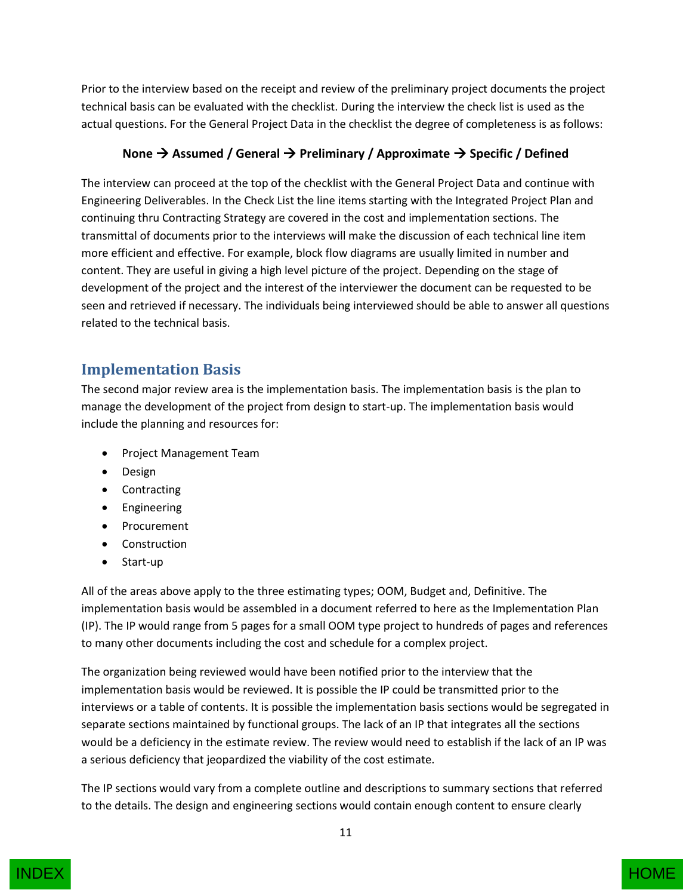Prior to the interview based on the receipt and review of the preliminary project documents the project technical basis can be evaluated with the checklist. During the interview the check list is used as the actual questions. For the General Project Data in the checklist the degree of completeness is as follows:

**None → Assumed / General → Preliminary / Approximate → Specific / Defined**

The interview can proceed at the top of the checklist with the General Project Data and continue with Engineering Deliverables. In the Check List the line items starting with the Integrated Project Plan and continuing thru Contracting Strategy are covered in the cost and implementation sections. The transmittal of documents prior to the interviews will make the discussion of each technical line item more efficient and effective. For example, block flow diagrams are usually limited in number and content. They are useful in giving a high level picture of the project. Depending on the stage of development of the project and the interest of the interviewer the document can be requested to be seen and retrieved if necessary. The individuals being interviewed should be able to answer all questions related to the technical basis.

## Implementation Basis

The second major review area is the implementation basis. The implementation basis is the plan to manage the development of the project from design to start-up. The implementation basis would include the planning and resources for:

- Project Management Team
- Design
- Contracting
- Engineering
- Procurement
- Construction
- Start-up

All of the areas above apply to the three estimating types; OOM, Budget and, Definitive. The implementation basis would be assembled in a document referred to here as the Implementation Plan (IP). The IP would range from 5 pages for a small OOM type project to hundreds of pages and references to many other documents including the cost and schedule for a complex project.

The organization being reviewed would have been notified prior to the interview that the implementation basis would be reviewed. It is possible the IP could be transmitted prior to the interviews or a table of contents. It is possible the implementation basis sections would be segregated in separate sections maintained by functional groups. The lack of an IP that integrates all the sections would be a deficiency in the estimate review. The review would need to establish if the lack of an IP was a serious deficiency that jeopardized the viability of the cost estimate.

The IP sections would vary from a complete outline and descriptions to summary sections that referred to the details. The design and engineering sections would contain enough content to ensure clearly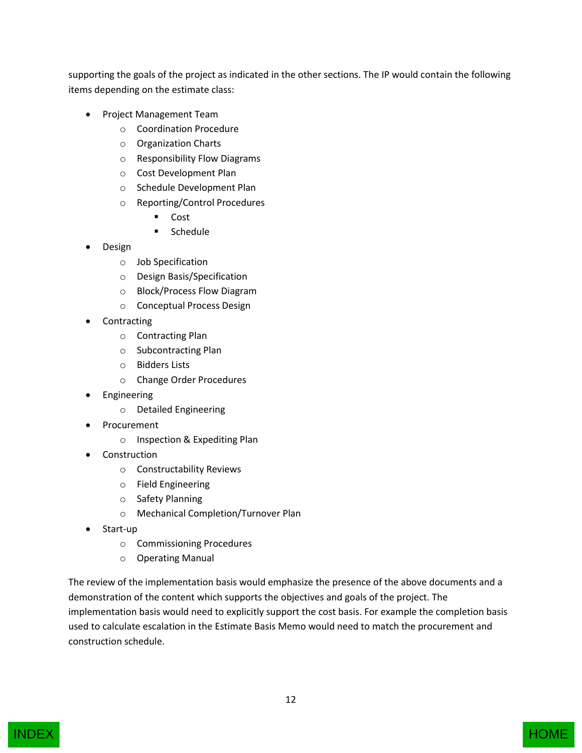supporting the goals of the project as indicated in the other sections. The IP would contain the following items depending on the estimate class:

- Project Management Team
  - Coordination Procedure
  - Organization Charts
  - Responsibility Flow Diagrams
  - Cost Development Plan
  - Schedule Development Plan
  - Reporting/Control Procedures
    - Cost
    - Schedule
- Design
  - Job Specification
  - Design Basis/Specification
  - Block/Process Flow Diagram
  - Conceptual Process Design
- Contracting
  - Contracting Plan
  - Subcontracting Plan
  - Bidders Lists
  - Change Order Procedures
- Engineering
  - Detailed Engineering
- Procurement
  - Inspection & Expediting Plan
- Construction
  - Constructability Reviews
  - Field Engineering
  - Safety Planning
  - Mechanical Completion/Turnover Plan
- Start-up
  - Commissioning Procedures
  - Operating Manual

The review of the implementation basis would emphasize the presence of the above documents and a demonstration of the content which supports the objectives and goals of the project. The implementation basis would need to explicitly support the cost basis. For example the completion basis used to calculate escalation in the Estimate Basis Memo would need to match the procurement and construction schedule.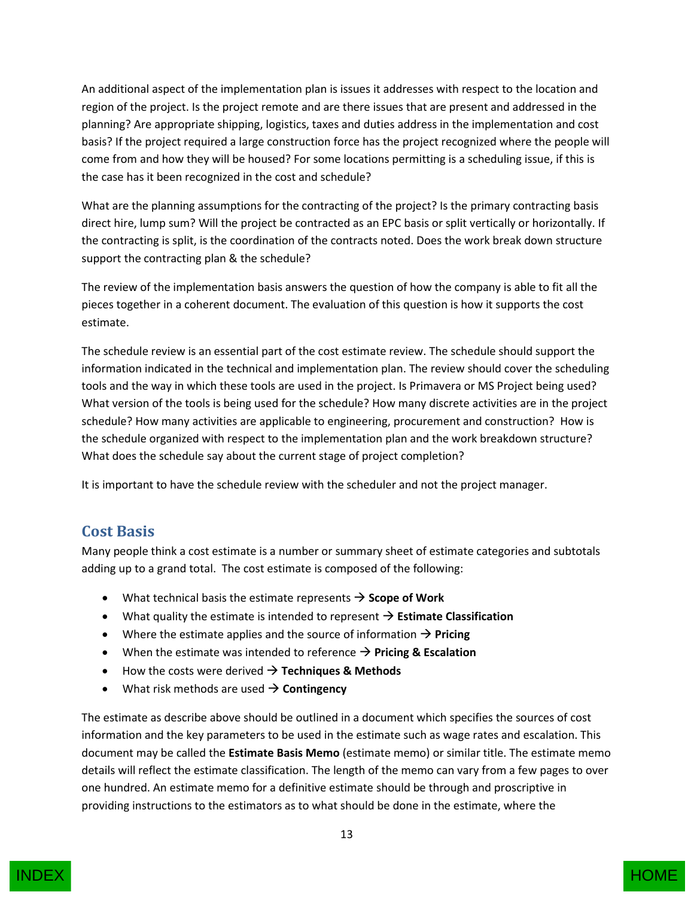An additional aspect of the implementation plan is issues it addresses with respect to the location and region of the project. Is the project remote and are there issues that are present and addressed in the planning? Are appropriate shipping, logistics, taxes and duties address in the implementation and cost basis? If the project required a large construction force has the project recognized where the people will come from and how they will be housed? For some locations permitting is a scheduling issue, if this is the case has it been recognized in the cost and schedule?

What are the planning assumptions for the contracting of the project? Is the primary contracting basis direct hire, lump sum? Will the project be contracted as an EPC basis or split vertically or horizontally. If the contracting is split, is the coordination of the contracts noted. Does the work break down structure support the contracting plan & the schedule?

The review of the implementation basis answers the question of how the company is able to fit all the pieces together in a coherent document. The evaluation of this question is how it supports the cost estimate.

The schedule review is an essential part of the cost estimate review. The schedule should support the information indicated in the technical and implementation plan. The review should cover the scheduling tools and the way in which these tools are used in the project. Is Primavera or MS Project being used? What version of the tools is being used for the schedule? How many discrete activities are in the project schedule? How many activities are applicable to engineering, procurement and construction? How is the schedule organized with respect to the implementation plan and the work breakdown structure? What does the schedule say about the current stage of project completion?

It is important to have the schedule review with the scheduler and not the project manager.

## Cost Basis

Many people think a cost estimate is a number or summary sheet of estimate categories and subtotals adding up to a grand total. The cost estimate is composed of the following:

- What technical basis the estimate represents → **Scope of Work**
- What quality the estimate is intended to represent → **Estimate Classification**
- Where the estimate applies and the source of information → **Pricing**
- When the estimate was intended to reference → **Pricing & Escalation**
- How the costs were derived → **Techniques & Methods**
- What risk methods are used → **Contingency**

The estimate as describe above should be outlined in a document which specifies the sources of cost information and the key parameters to be used in the estimate such as wage rates and escalation. This document may be called the **Estimate Basis Memo** (estimate memo) or similar title. The estimate memo details will reflect the estimate classification. The length of the memo can vary from a few pages to over one hundred. An estimate memo for a definitive estimate should be through and proscriptive in providing instructions to the estimators as to what should be done in the estimate, where the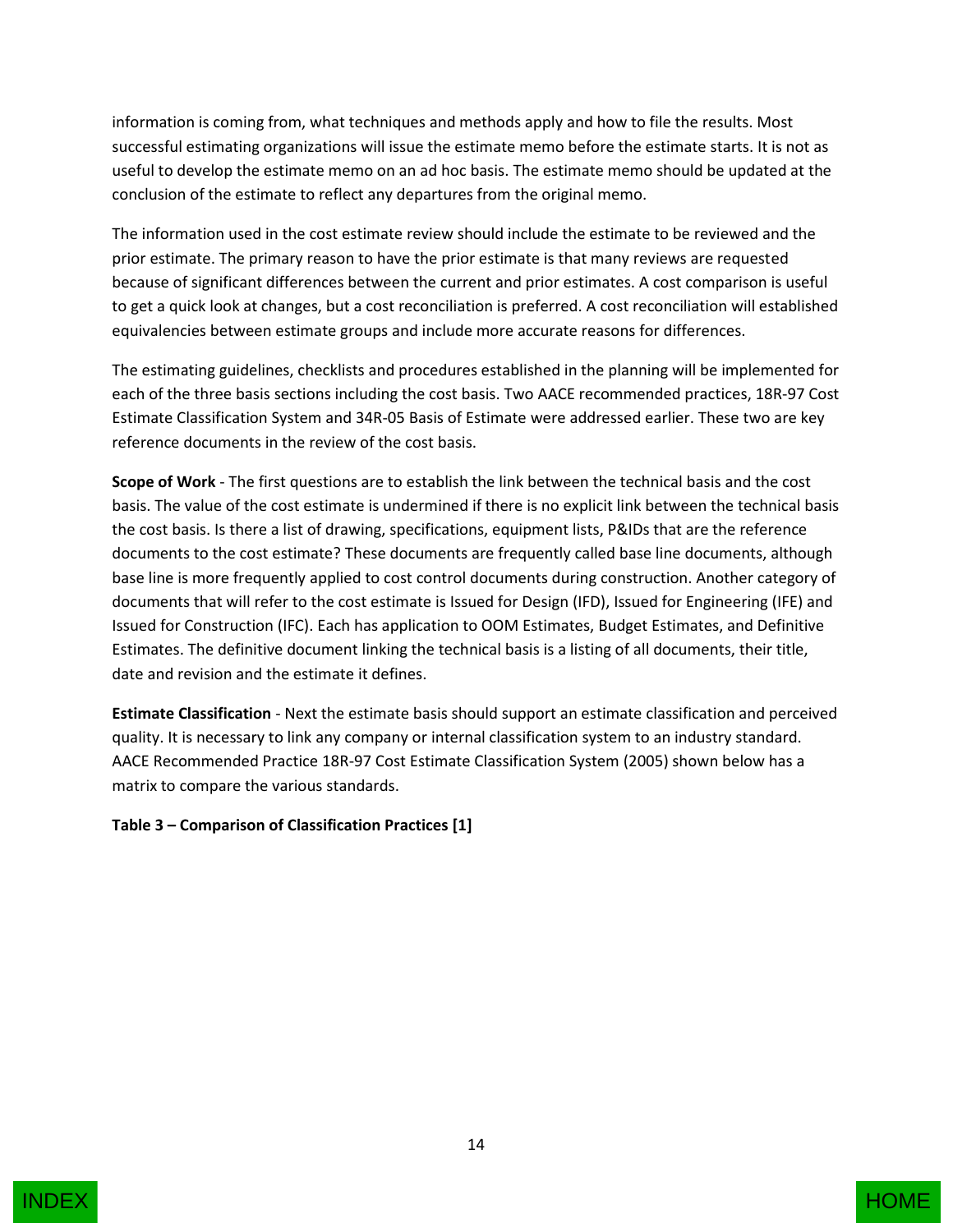information is coming from, what techniques and methods apply and how to file the results. Most successful estimating organizations will issue the estimate memo before the estimate starts. It is not as useful to develop the estimate memo on an ad hoc basis. The estimate memo should be updated at the conclusion of the estimate to reflect any departures from the original memo.

The information used in the cost estimate review should include the estimate to be reviewed and the prior estimate. The primary reason to have the prior estimate is that many reviews are requested because of significant differences between the current and prior estimates. A cost comparison is useful to get a quick look at changes, but a cost reconciliation is preferred. A cost reconciliation will established equivalencies between estimate groups and include more accurate reasons for differences.

The estimating guidelines, checklists and procedures established in the planning will be implemented for each of the three basis sections including the cost basis. Two AACE recommended practices, 18R-97 Cost Estimate Classification System and 34R-05 Basis of Estimate were addressed earlier. These two are key reference documents in the review of the cost basis.

**Scope of Work** - The first questions are to establish the link between the technical basis and the cost basis. The value of the cost estimate is undermined if there is no explicit link between the technical basis the cost basis. Is there a list of drawing, specifications, equipment lists, P&IDs that are the reference documents to the cost estimate? These documents are frequently called base line documents, although base line is more frequently applied to cost control documents during construction. Another category of documents that will refer to the cost estimate is Issued for Design (IFD), Issued for Engineering (IFE) and Issued for Construction (IFC). Each has application to OOM Estimates, Budget Estimates, and Definitive Estimates. The definitive document linking the technical basis is a listing of all documents, their title, date and revision and the estimate it defines.

**Estimate Classification** - Next the estimate basis should support an estimate classification and perceived quality. It is necessary to link any company or internal classification system to an industry standard. AACE Recommended Practice 18R-97 Cost Estimate Classification System (2005) shown below has a matrix to compare the various standards.

**Table 3 – Comparison of Classification Practices [1]**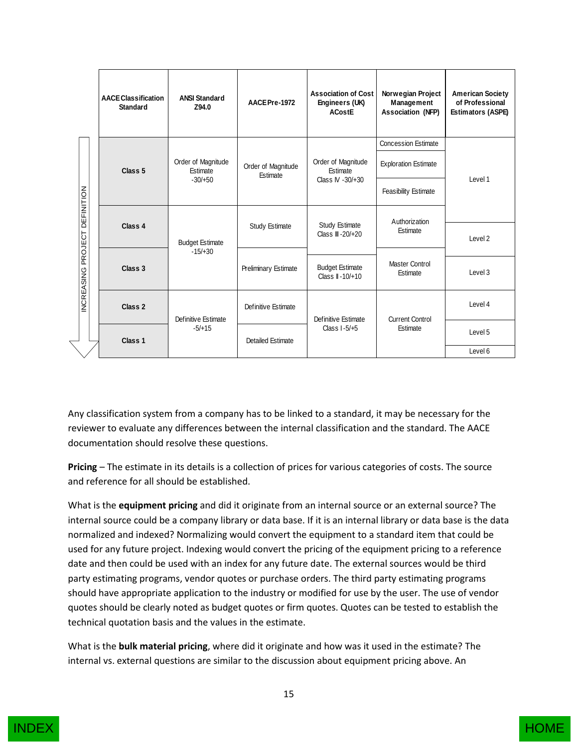| INCREASING PROJECT DEFINITION | AACE Classification Standard | ANSI Standard Z94.0 | AACE Pre-1972 | Association of Cost Engineers (UK) ACostE | Norwegian Project Management Association (NFP) | American Society of Professional Estimators (ASPE) |
|---|---|---|---|---|---|---|
| | Class 5 | Order of Magnitude Estimate -30/+50 | Order of Magnitude Estimate | Order of Magnitude Estimate Class IV -30/+30 | Concession Estimate | Level 1 |
| | | | | | Exploration Estimate | |
| | | | | | Feasibility Estimate | |
| | Class 4 | Budget Estimate -15/+30 | Study Estimate | Study Estimate Class III -20/+20 | Authorization Estimate | Level 2 |
| | Class 3 | | Preliminary Estimate | Budget Estimate Class II -10/+10 | Master Control Estimate | Level 3 |
| | Class 2 | Definitive Estimate -5/+15 | Definitive Estimate | Definitive Estimate Class I -5/+5 | Current Control Estimate | Level 4 |
| | Class 1 | | Detailed Estimate | | | Level 5 |
| | | | | | | Level 6 |

Any classification system from a company has to be linked to a standard, it may be necessary for the reviewer to evaluate any differences between the internal classification and the standard. The AACE documentation should resolve these questions.

**Pricing** – The estimate in its details is a collection of prices for various categories of costs. The source and reference for all should be established.

What is the **equipment pricing** and did it originate from an internal source or an external source? The internal source could be a company library or data base. If it is an internal library or data base is the data normalized and indexed? Normalizing would convert the equipment to a standard item that could be used for any future project. Indexing would convert the pricing of the equipment pricing to a reference date and then could be used with an index for any future date. The external sources would be third party estimating programs, vendor quotes or purchase orders. The third party estimating programs should have appropriate application to the industry or modified for use by the user. The use of vendor quotes should be clearly noted as budget quotes or firm quotes. Quotes can be tested to establish the technical quotation basis and the values in the estimate.

What is the **bulk material pricing**, where did it originate and how was it used in the estimate? The internal vs. external questions are similar to the discussion about equipment pricing above. An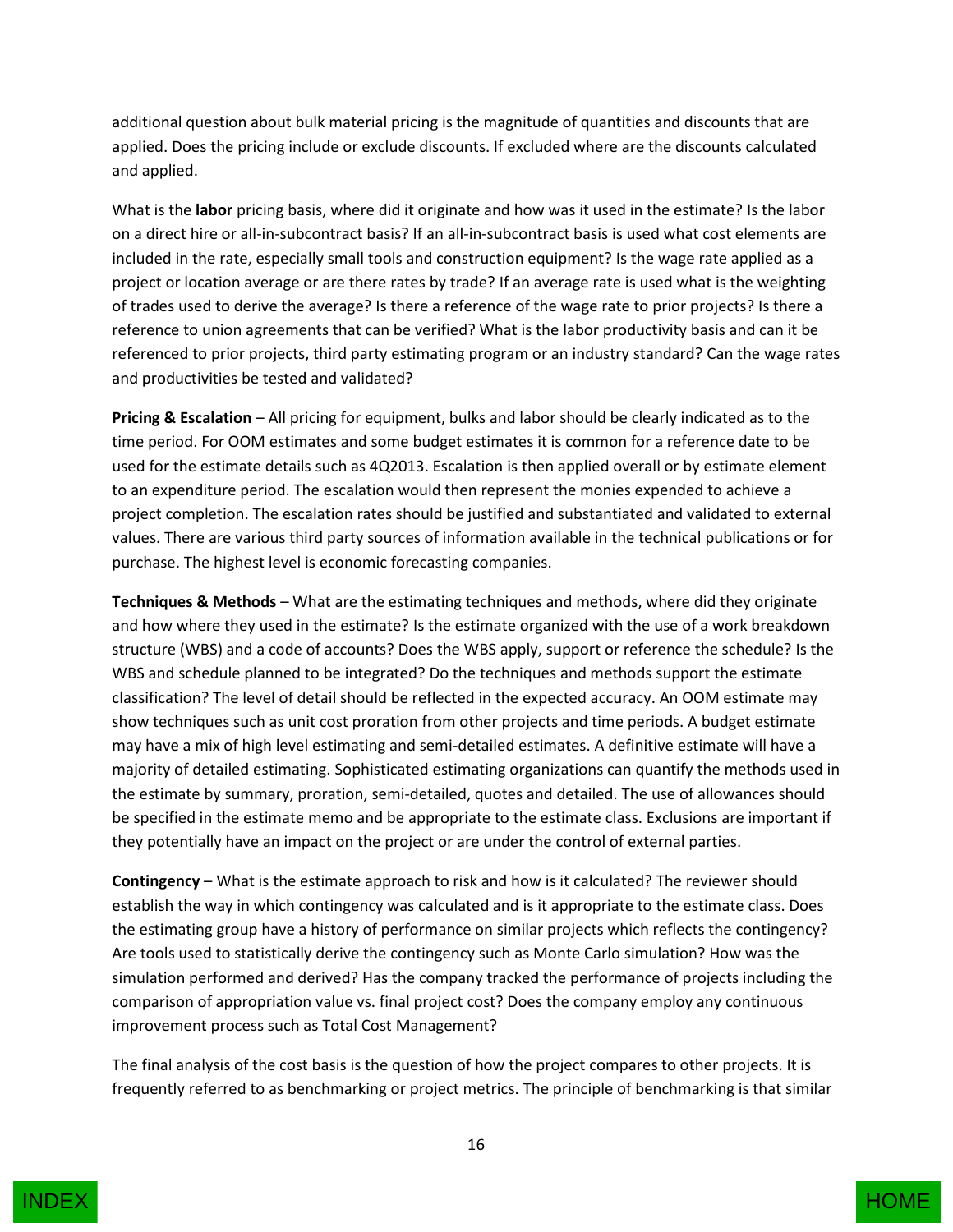additional question about bulk material pricing is the magnitude of quantities and discounts that are applied. Does the pricing include or exclude discounts. If excluded where are the discounts calculated and applied.

What is the **labor** pricing basis, where did it originate and how was it used in the estimate? Is the labor on a direct hire or all-in-subcontract basis? If an all-in-subcontract basis is used what cost elements are included in the rate, especially small tools and construction equipment? Is the wage rate applied as a project or location average or are there rates by trade? If an average rate is used what is the weighting of trades used to derive the average? Is there a reference of the wage rate to prior projects? Is there a reference to union agreements that can be verified? What is the labor productivity basis and can it be referenced to prior projects, third party estimating program or an industry standard? Can the wage rates and productivities be tested and validated?

**Pricing & Escalation** – All pricing for equipment, bulks and labor should be clearly indicated as to the time period. For OOM estimates and some budget estimates it is common for a reference date to be used for the estimate details such as 4Q2013. Escalation is then applied overall or by estimate element to an expenditure period. The escalation would then represent the monies expended to achieve a project completion. The escalation rates should be justified and substantiated and validated to external values. There are various third party sources of information available in the technical publications or for purchase. The highest level is economic forecasting companies.

**Techniques & Methods** – What are the estimating techniques and methods, where did they originate and how where they used in the estimate? Is the estimate organized with the use of a work breakdown structure (WBS) and a code of accounts? Does the WBS apply, support or reference the schedule? Is the WBS and schedule planned to be integrated? Do the techniques and methods support the estimate classification? The level of detail should be reflected in the expected accuracy. An OOM estimate may show techniques such as unit cost proration from other projects and time periods. A budget estimate may have a mix of high level estimating and semi-detailed estimates. A definitive estimate will have a majority of detailed estimating. Sophisticated estimating organizations can quantify the methods used in the estimate by summary, proration, semi-detailed, quotes and detailed. The use of allowances should be specified in the estimate memo and be appropriate to the estimate class. Exclusions are important if they potentially have an impact on the project or are under the control of external parties.

**Contingency** – What is the estimate approach to risk and how is it calculated? The reviewer should establish the way in which contingency was calculated and is it appropriate to the estimate class. Does the estimating group have a history of performance on similar projects which reflects the contingency? Are tools used to statistically derive the contingency such as Monte Carlo simulation? How was the simulation performed and derived? Has the company tracked the performance of projects including the comparison of appropriation value vs. final project cost? Does the company employ any continuous improvement process such as Total Cost Management?

The final analysis of the cost basis is the question of how the project compares to other projects. It is frequently referred to as benchmarking or project metrics. The principle of benchmarking is that similar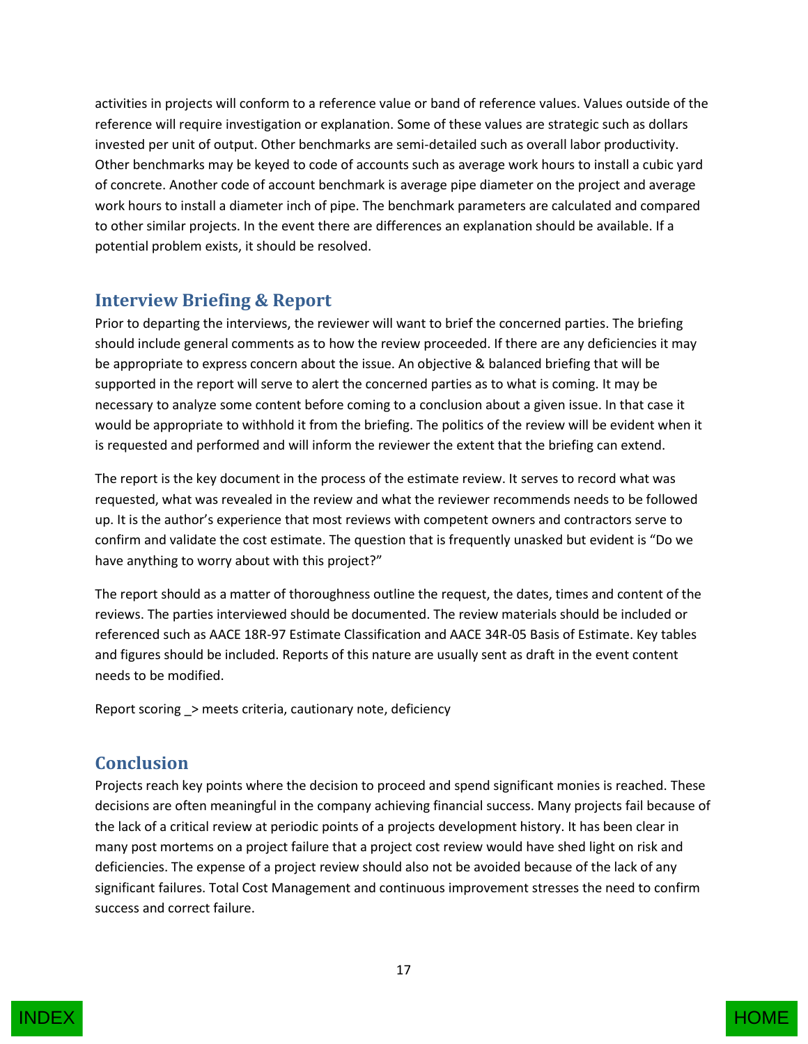activities in projects will conform to a reference value or band of reference values. Values outside of the reference will require investigation or explanation. Some of these values are strategic such as dollars invested per unit of output. Other benchmarks are semi-detailed such as overall labor productivity. Other benchmarks may be keyed to code of accounts such as average work hours to install a cubic yard of concrete. Another code of account benchmark is average pipe diameter on the project and average work hours to install a diameter inch of pipe. The benchmark parameters are calculated and compared to other similar projects. In the event there are differences an explanation should be available. If a potential problem exists, it should be resolved.

## Interview Briefing & Report

Prior to departing the interviews, the reviewer will want to brief the concerned parties. The briefing should include general comments as to how the review proceeded. If there are any deficiencies it may be appropriate to express concern about the issue. An objective & balanced briefing that will be supported in the report will serve to alert the concerned parties as to what is coming. It may be necessary to analyze some content before coming to a conclusion about a given issue. In that case it would be appropriate to withhold it from the briefing. The politics of the review will be evident when it is requested and performed and will inform the reviewer the extent that the briefing can extend.

The report is the key document in the process of the estimate review. It serves to record what was requested, what was revealed in the review and what the reviewer recommends needs to be followed up. It is the author's experience that most reviews with competent owners and contractors serve to confirm and validate the cost estimate. The question that is frequently unasked but evident is "Do we have anything to worry about with this project?"

The report should as a matter of thoroughness outline the request, the dates, times and content of the reviews. The parties interviewed should be documented. The review materials should be included or referenced such as AACE 18R-97 Estimate Classification and AACE 34R-05 Basis of Estimate. Key tables and figures should be included. Reports of this nature are usually sent as draft in the event content needs to be modified.

Report scoring _> meets criteria, cautionary note, deficiency

## Conclusion

Projects reach key points where the decision to proceed and spend significant monies is reached. These decisions are often meaningful in the company achieving financial success. Many projects fail because of the lack of a critical review at periodic points of a projects development history. It has been clear in many post mortems on a project failure that a project cost review would have shed light on risk and deficiencies. The expense of a project review should also not be avoided because of the lack of any significant failures. Total Cost Management and continuous improvement stresses the need to confirm success and correct failure.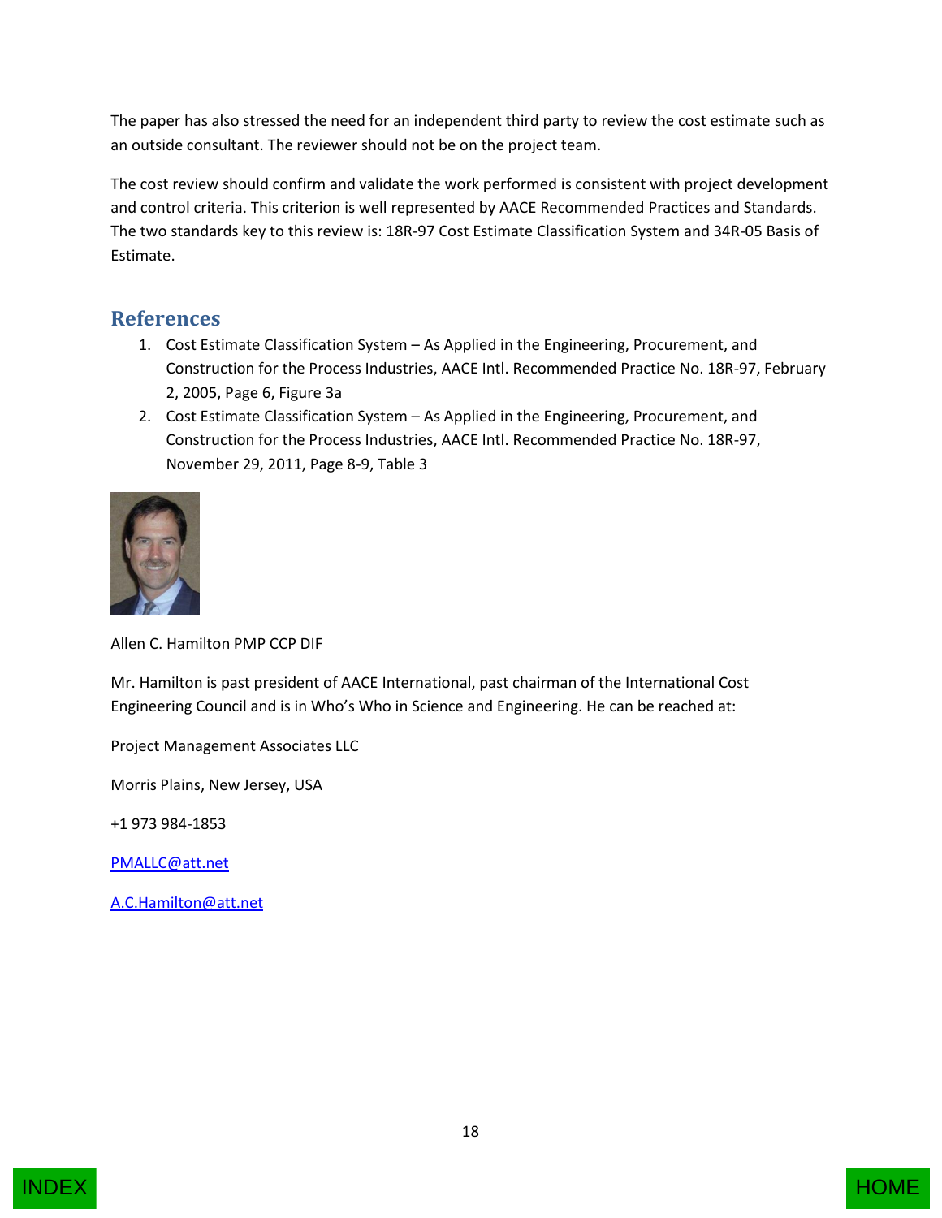The paper has also stressed the need for an independent third party to review the cost estimate such as an outside consultant. The reviewer should not be on the project team.

The cost review should confirm and validate the work performed is consistent with project development and control criteria. This criterion is well represented by AACE Recommended Practices and Standards. The two standards key to this review is: 18R-97 Cost Estimate Classification System and 34R-05 Basis of Estimate.

## References

1. Cost Estimate Classification System – As Applied in the Engineering, Procurement, and Construction for the Process Industries, AACE Intl. Recommended Practice No. 18R-97, February 2, 2005, Page 6, Figure 3a
2. Cost Estimate Classification System – As Applied in the Engineering, Procurement, and Construction for the Process Industries, AACE Intl. Recommended Practice No. 18R-97, November 29, 2011, Page 8-9, Table 3

Allen C. Hamilton PMP CCP DIF

Mr. Hamilton is past president of AACE International, past chairman of the International Cost Engineering Council and is in Who's Who in Science and Engineering. He can be reached at:

Project Management Associates LLC

Morris Plains, New Jersey, USA

+1 973 984-1853

PMALLC@att.net

A.C.Hamilton@att.net